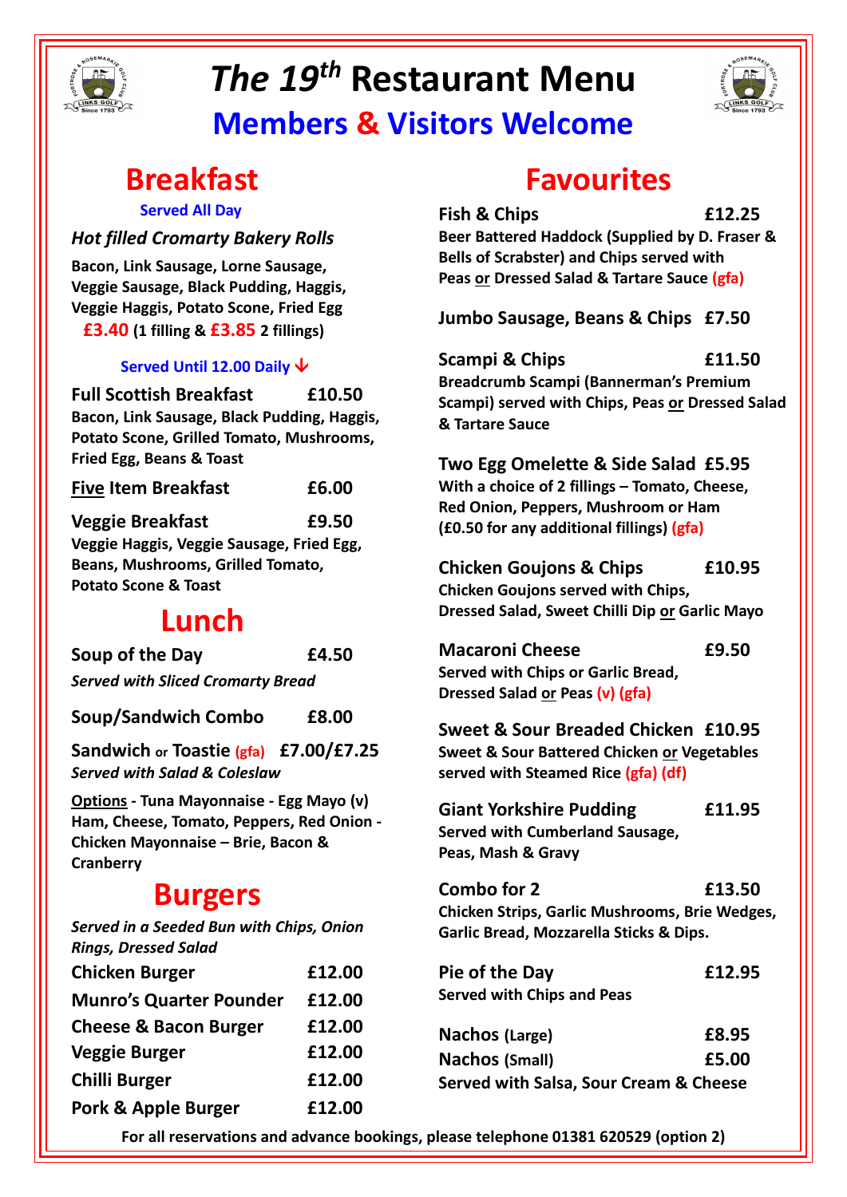# *The 19th* Restaurant Menu

## Members & Visitors Welcome

## Breakfast

**Served All Day**

***Hot filled Cromarty Bakery Rolls***

**Bacon, Link Sausage, Lorne Sausage, Veggie Sausage, Black Pudding, Haggis, Veggie Haggis, Potato Scone, Fried Egg**
**£3.40 (1 filling & £3.85 2 fillings)**

**Served Until 12.00 Daily ↓**

**Full Scottish Breakfast — £10.50**
**Bacon, Link Sausage, Black Pudding, Haggis, Potato Scone, Grilled Tomato, Mushrooms, Fried Egg, Beans & Toast**

**Five Item Breakfast — £6.00**

**Veggie Breakfast — £9.50**
**Veggie Haggis, Veggie Sausage, Fried Egg, Beans, Mushrooms, Grilled Tomato, Potato Scone & Toast**

## Lunch

**Soup of the Day — £4.50**
***Served with Sliced Cromarty Bread***

**Soup/Sandwich Combo — £8.00**

**Sandwich or Toastie (gfa) — £7.00/£7.25**
***Served with Salad & Coleslaw***

**Options - Tuna Mayonnaise - Egg Mayo (v) Ham, Cheese, Tomato, Peppers, Red Onion - Chicken Mayonnaise – Brie, Bacon & Cranberry**

## Burgers

***Served in a Seeded Bun with Chips, Onion Rings, Dressed Salad***

| Burger | Price |
|---|---|
| Chicken Burger | £12.00 |
| Munro's Quarter Pounder | £12.00 |
| Cheese & Bacon Burger | £12.00 |
| Veggie Burger | £12.00 |
| Chilli Burger | £12.00 |
| Pork & Apple Burger | £12.00 |

## Favourites

**Fish & Chips — £12.25**
**Beer Battered Haddock (Supplied by D. Fraser & Bells of Scrabster) and Chips served with Peas or Dressed Salad & Tartare Sauce (gfa)**

**Jumbo Sausage, Beans & Chips — £7.50**

**Scampi & Chips — £11.50**
**Breadcrumb Scampi (Bannerman's Premium Scampi) served with Chips, Peas or Dressed Salad & Tartare Sauce**

**Two Egg Omelette & Side Salad — £5.95**
**With a choice of 2 fillings – Tomato, Cheese, Red Onion, Peppers, Mushroom or Ham (£0.50 for any additional fillings) (gfa)**

**Chicken Goujons & Chips — £10.95**
**Chicken Goujons served with Chips, Dressed Salad, Sweet Chilli Dip or Garlic Mayo**

**Macaroni Cheese — £9.50**
**Served with Chips or Garlic Bread, Dressed Salad or Peas (v) (gfa)**

**Sweet & Sour Breaded Chicken — £10.95**
**Sweet & Sour Battered Chicken or Vegetables served with Steamed Rice (gfa) (df)**

**Giant Yorkshire Pudding — £11.95**
**Served with Cumberland Sausage, Peas, Mash & Gravy**

**Combo for 2 — £13.50**
**Chicken Strips, Garlic Mushrooms, Brie Wedges, Garlic Bread, Mozzarella Sticks & Dips.**

**Pie of the Day — £12.95**
**Served with Chips and Peas**

**Nachos (Large) — £8.95**
**Nachos (Small) — £5.00**
**Served with Salsa, Sour Cream & Cheese**

**For all reservations and advance bookings, please telephone 01381 620529 (option 2)**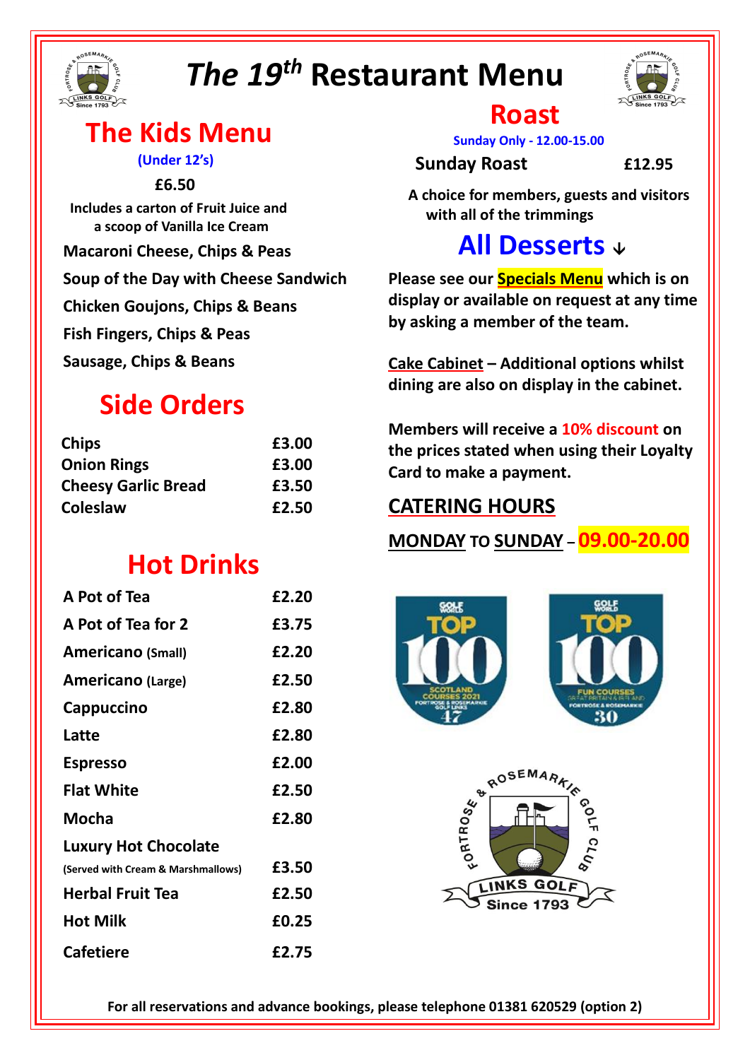# *The 19th* Restaurant Menu

## The Kids Menu

(Under 12's)

£6.50

Includes a carton of Fruit Juice and a scoop of Vanilla Ice Cream

**Macaroni Cheese, Chips & Peas**

**Soup of the Day with Cheese Sandwich**

**Chicken Goujons, Chips & Beans**

**Fish Fingers, Chips & Peas**

**Sausage, Chips & Beans**

## Side Orders

| | |
|---|---|
| Chips | £3.00 |
| Onion Rings | £3.00 |
| Cheesy Garlic Bread | £3.50 |
| Coleslaw | £2.50 |

## Hot Drinks

| | |
|---|---|
| A Pot of Tea | £2.20 |
| A Pot of Tea for 2 | £3.75 |
| Americano (Small) | £2.20 |
| Americano (Large) | £2.50 |
| Cappuccino | £2.80 |
| Latte | £2.80 |
| Espresso | £2.00 |
| Flat White | £2.50 |
| Mocha | £2.80 |
| Luxury Hot Chocolate (Served with Cream & Marshmallows) | £3.50 |
| Herbal Fruit Tea | £2.50 |
| Hot Milk | £0.25 |
| Cafetiere | £2.75 |

## Roast

Sunday Only - 12.00-15.00

**Sunday Roast** **£12.95**

A choice for members, guests and visitors with all of the trimmings

## All Desserts ↓

**Please see our Specials Menu which is on display or available on request at any time by asking a member of the team.**

**Cake Cabinet – Additional options whilst dining are also on display in the cabinet.**

**Members will receive a 10% discount on the prices stated when using their Loyalty Card to make a payment.**

## CATERING HOURS

**MONDAY TO SUNDAY – 09.00-20.00**

For all reservations and advance bookings, please telephone 01381 620529 (option 2)